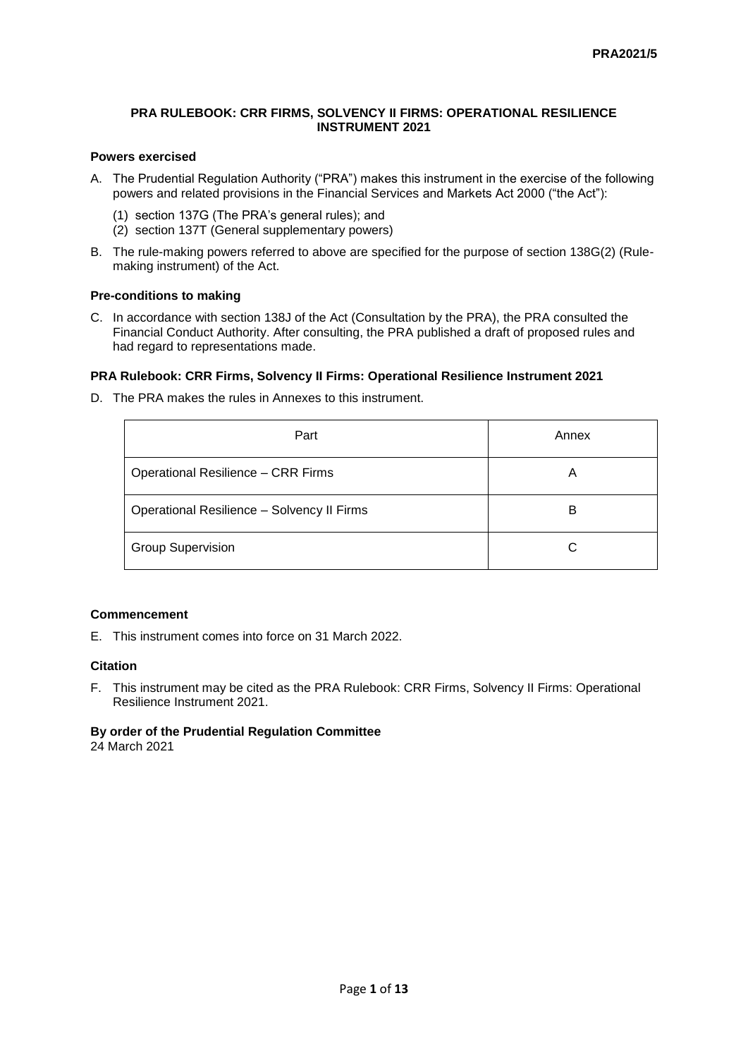**PRA2021/5**

# PRA RULEBOOK: CRR FIRMS, SOLVENCY II FIRMS: OPERATIONAL RESILIENCE INSTRUMENT 2021

## Powers exercised

A. The Prudential Regulation Authority ("PRA") makes this instrument in the exercise of the following powers and related provisions in the Financial Services and Markets Act 2000 ("the Act"):

(1) section 137G (The PRA's general rules); and
(2) section 137T (General supplementary powers)

B. The rule-making powers referred to above are specified for the purpose of section 138G(2) (Rule-making instrument) of the Act.

## Pre-conditions to making

C. In accordance with section 138J of the Act (Consultation by the PRA), the PRA consulted the Financial Conduct Authority. After consulting, the PRA published a draft of proposed rules and had regard to representations made.

## PRA Rulebook: CRR Firms, Solvency II Firms: Operational Resilience Instrument 2021

D. The PRA makes the rules in Annexes to this instrument.

| Part | Annex |
|---|---|
| Operational Resilience – CRR Firms | A |
| Operational Resilience – Solvency II Firms | B |
| Group Supervision | C |

## Commencement

E. This instrument comes into force on 31 March 2022.

## Citation

F. This instrument may be cited as the PRA Rulebook: CRR Firms, Solvency II Firms: Operational Resilience Instrument 2021.

**By order of the Prudential Regulation Committee**
24 March 2021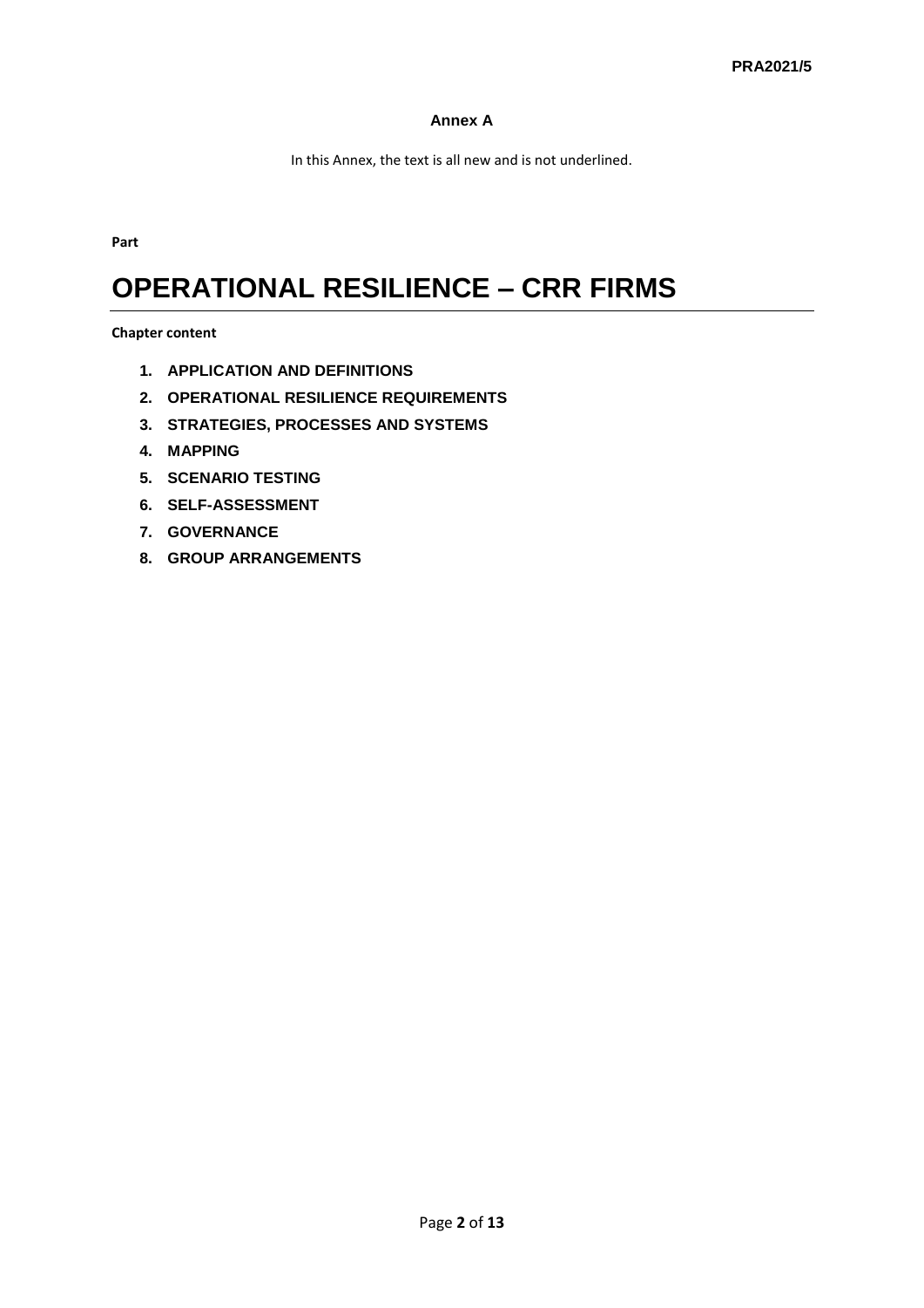**Annex A**

In this Annex, the text is all new and is not underlined.

**Part**

# OPERATIONAL RESILIENCE – CRR FIRMS

**Chapter content**

1. **APPLICATION AND DEFINITIONS**
2. **OPERATIONAL RESILIENCE REQUIREMENTS**
3. **STRATEGIES, PROCESSES AND SYSTEMS**
4. **MAPPING**
5. **SCENARIO TESTING**
6. **SELF-ASSESSMENT**
7. **GOVERNANCE**
8. **GROUP ARRANGEMENTS**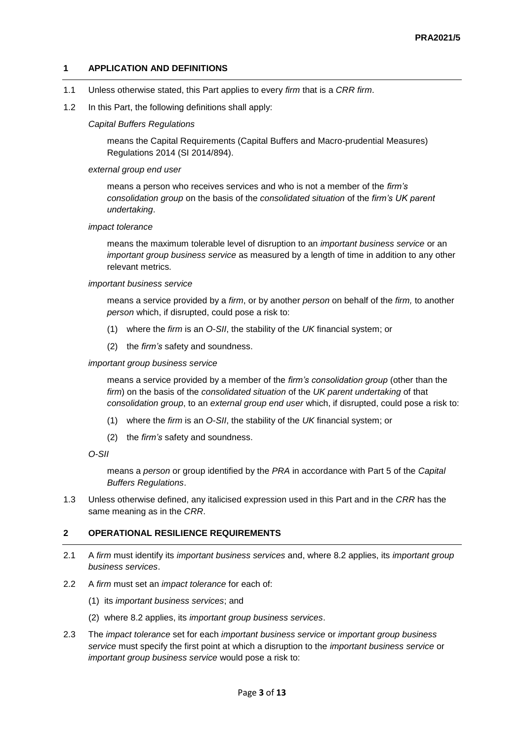## 1 APPLICATION AND DEFINITIONS

1.1 Unless otherwise stated, this Part applies to every *firm* that is a *CRR firm*.

1.2 In this Part, the following definitions shall apply:

*Capital Buffers Regulations*

means the Capital Requirements (Capital Buffers and Macro-prudential Measures) Regulations 2014 (SI 2014/894).

*external group end user*

means a person who receives services and who is not a member of the *firm's consolidation group* on the basis of the *consolidated situation* of the *firm's UK parent undertaking*.

*impact tolerance*

means the maximum tolerable level of disruption to an *important business service* or an *important group business service* as measured by a length of time in addition to any other relevant metrics.

*important business service*

means a service provided by a *firm*, or by another *person* on behalf of the *firm,* to another *person* which, if disrupted, could pose a risk to:

(1) where the *firm* is an *O-SII*, the stability of the *UK* financial system; or

(2) the *firm's* safety and soundness.

*important group business service*

means a service provided by a member of the *firm's consolidation group* (other than the *firm*) on the basis of the *consolidated situation* of the *UK parent undertaking* of that *consolidation group*, to an *external group end user* which, if disrupted, could pose a risk to:

(1) where the *firm* is an *O-SII*, the stability of the *UK* financial system; or

(2) the *firm's* safety and soundness.

*O-SII*

means a *person* or group identified by the *PRA* in accordance with Part 5 of the *Capital Buffers Regulations*.

1.3 Unless otherwise defined, any italicised expression used in this Part and in the *CRR* has the same meaning as in the *CRR*.

## 2 OPERATIONAL RESILIENCE REQUIREMENTS

2.1 A *firm* must identify its *important business services* and, where 8.2 applies, its *important group business services*.

2.2 A *firm* must set an *impact tolerance* for each of:

(1) its *important business services*; and

(2) where 8.2 applies, its *important group business services*.

2.3 The *impact tolerance* set for each *important business service* or *important group business service* must specify the first point at which a disruption to the *important business service* or *important group business service* would pose a risk to: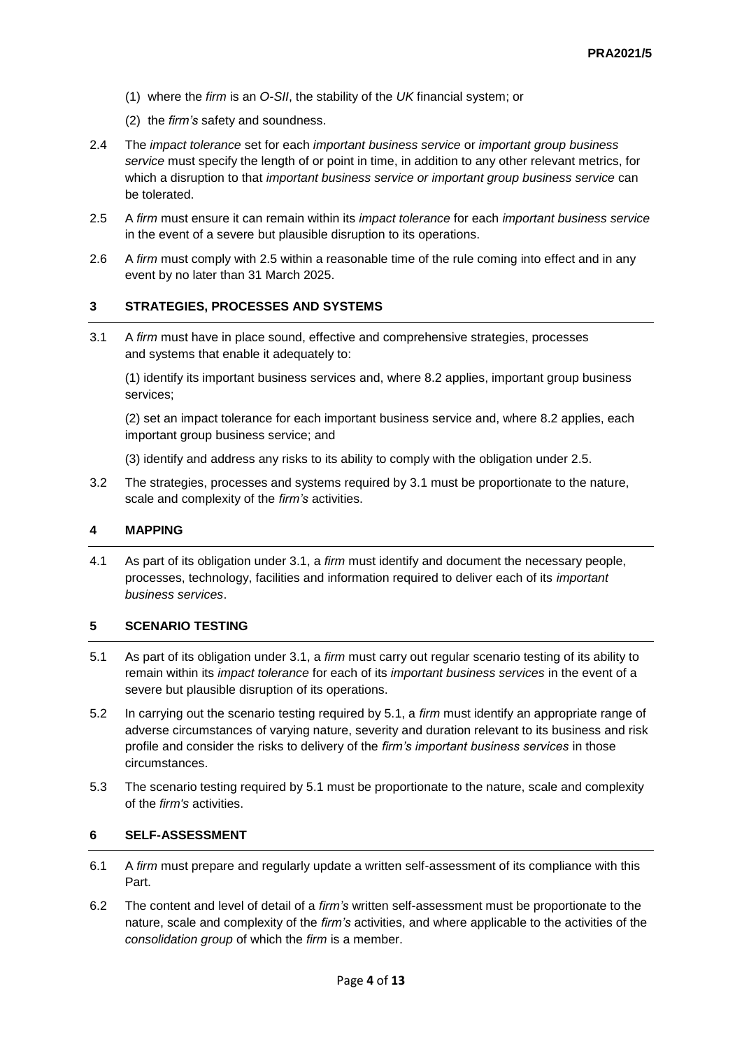(1) where the *firm* is an *O-SII*, the stability of the *UK* financial system; or

(2) the *firm's* safety and soundness.

2.4 The *impact tolerance* set for each *important business service* or *important group business service* must specify the length of or point in time, in addition to any other relevant metrics, for which a disruption to that *important business service or important group business service* can be tolerated.

2.5 A *firm* must ensure it can remain within its *impact tolerance* for each *important business service* in the event of a severe but plausible disruption to its operations.

2.6 A *firm* must comply with 2.5 within a reasonable time of the rule coming into effect and in any event by no later than 31 March 2025.

## 3 STRATEGIES, PROCESSES AND SYSTEMS

3.1 A *firm* must have in place sound, effective and comprehensive strategies, processes and systems that enable it adequately to:

(1) identify its important business services and, where 8.2 applies, important group business services;

(2) set an impact tolerance for each important business service and, where 8.2 applies, each important group business service; and

(3) identify and address any risks to its ability to comply with the obligation under 2.5.

3.2 The strategies, processes and systems required by 3.1 must be proportionate to the nature, scale and complexity of the *firm's* activities.

## 4 MAPPING

4.1 As part of its obligation under 3.1, a *firm* must identify and document the necessary people, processes, technology, facilities and information required to deliver each of its *important business services*.

## 5 SCENARIO TESTING

5.1 As part of its obligation under 3.1, a *firm* must carry out regular scenario testing of its ability to remain within its *impact tolerance* for each of its *important business services* in the event of a severe but plausible disruption of its operations.

5.2 In carrying out the scenario testing required by 5.1, a *firm* must identify an appropriate range of adverse circumstances of varying nature, severity and duration relevant to its business and risk profile and consider the risks to delivery of the *firm's important business services* in those circumstances.

5.3 The scenario testing required by 5.1 must be proportionate to the nature, scale and complexity of the *firm's* activities.

## 6 SELF-ASSESSMENT

6.1 A *firm* must prepare and regularly update a written self-assessment of its compliance with this Part.

6.2 The content and level of detail of a *firm's* written self-assessment must be proportionate to the nature, scale and complexity of the *firm's* activities, and where applicable to the activities of the *consolidation group* of which the *firm* is a member.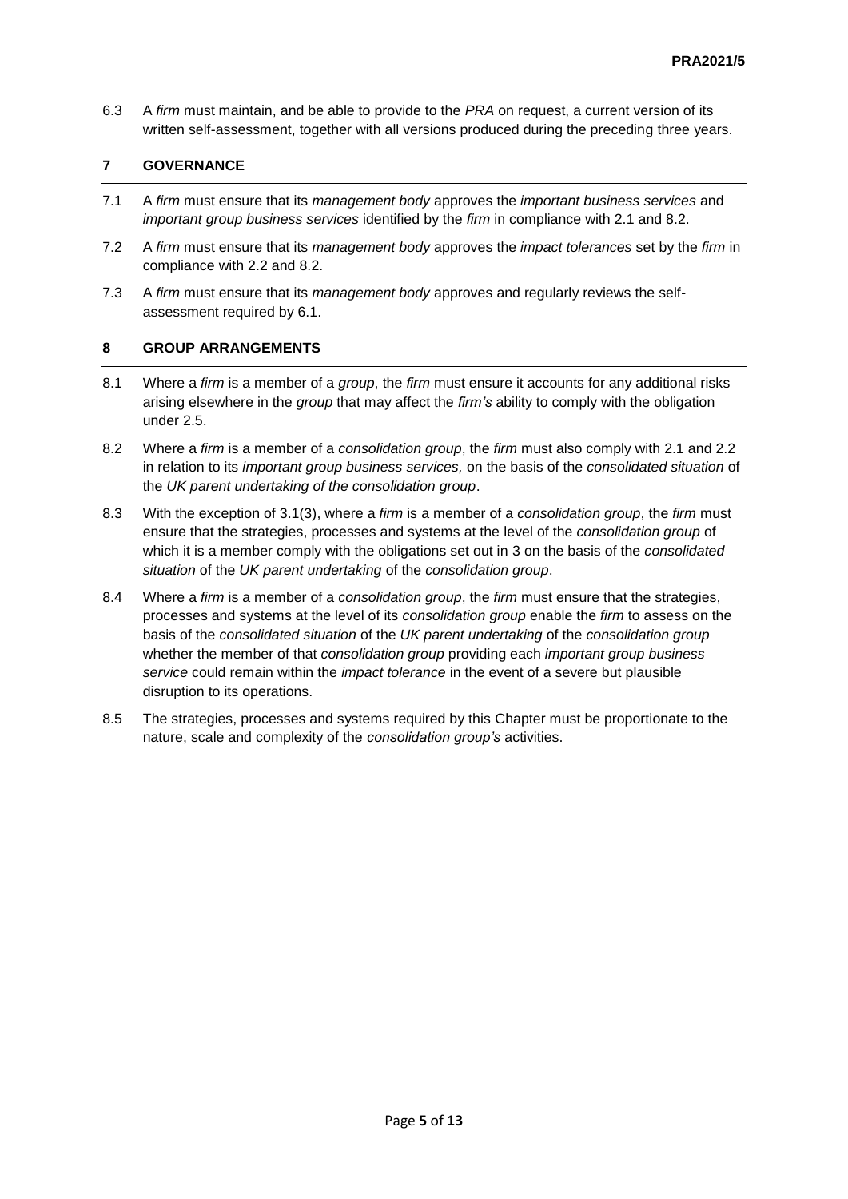6.3 A *firm* must maintain, and be able to provide to the *PRA* on request, a current version of its written self-assessment, together with all versions produced during the preceding three years.

## 7 GOVERNANCE

7.1 A *firm* must ensure that its *management body* approves the *important business services* and *important group business services* identified by the *firm* in compliance with 2.1 and 8.2.

7.2 A *firm* must ensure that its *management body* approves the *impact tolerances* set by the *firm* in compliance with 2.2 and 8.2.

7.3 A *firm* must ensure that its *management body* approves and regularly reviews the self-assessment required by 6.1.

## 8 GROUP ARRANGEMENTS

8.1 Where a *firm* is a member of a *group*, the *firm* must ensure it accounts for any additional risks arising elsewhere in the *group* that may affect the *firm's* ability to comply with the obligation under 2.5.

8.2 Where a *firm* is a member of a *consolidation group*, the *firm* must also comply with 2.1 and 2.2 in relation to its *important group business services,* on the basis of the *consolidated situation* of the *UK parent undertaking of the consolidation group*.

8.3 With the exception of 3.1(3), where a *firm* is a member of a *consolidation group*, the *firm* must ensure that the strategies, processes and systems at the level of the *consolidation group* of which it is a member comply with the obligations set out in 3 on the basis of the *consolidated situation* of the *UK parent undertaking* of the *consolidation group*.

8.4 Where a *firm* is a member of a *consolidation group*, the *firm* must ensure that the strategies, processes and systems at the level of its *consolidation group* enable the *firm* to assess on the basis of the *consolidated situation* of the *UK parent undertaking* of the *consolidation group* whether the member of that *consolidation group* providing each *important group business service* could remain within the *impact tolerance* in the event of a severe but plausible disruption to its operations.

8.5 The strategies, processes and systems required by this Chapter must be proportionate to the nature, scale and complexity of the *consolidation group's* activities.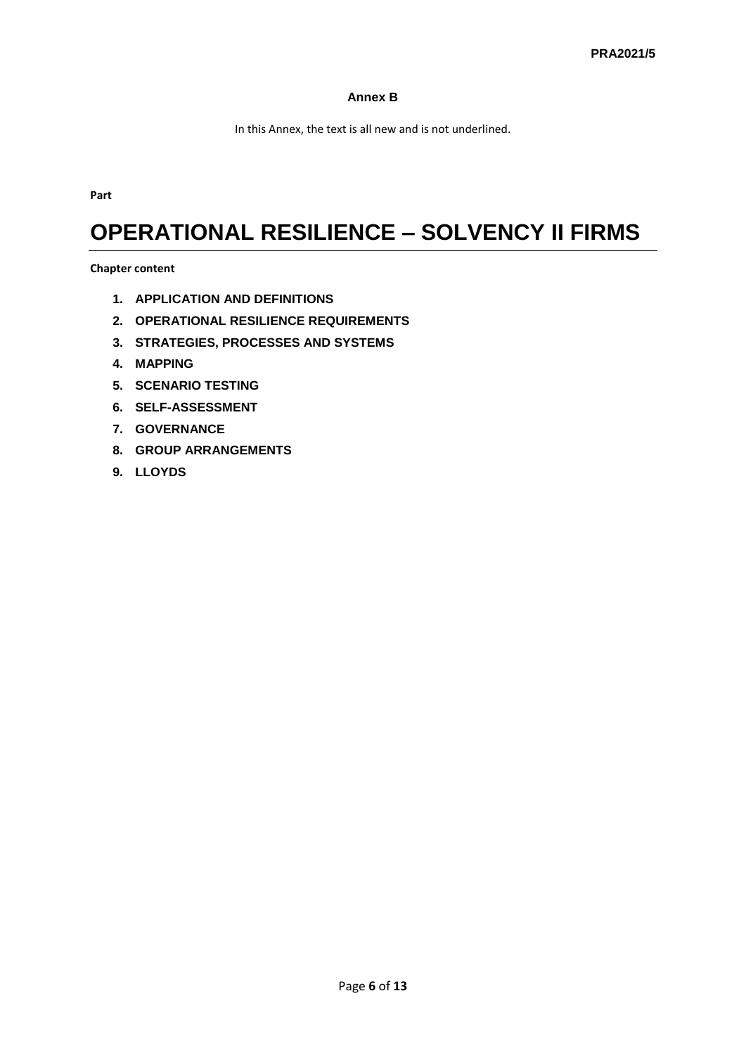**Annex B**

In this Annex, the text is all new and is not underlined.

**Part**

# OPERATIONAL RESILIENCE – SOLVENCY II FIRMS

**Chapter content**

1. **APPLICATION AND DEFINITIONS**
2. **OPERATIONAL RESILIENCE REQUIREMENTS**
3. **STRATEGIES, PROCESSES AND SYSTEMS**
4. **MAPPING**
5. **SCENARIO TESTING**
6. **SELF-ASSESSMENT**
7. **GOVERNANCE**
8. **GROUP ARRANGEMENTS**
9. **LLOYDS**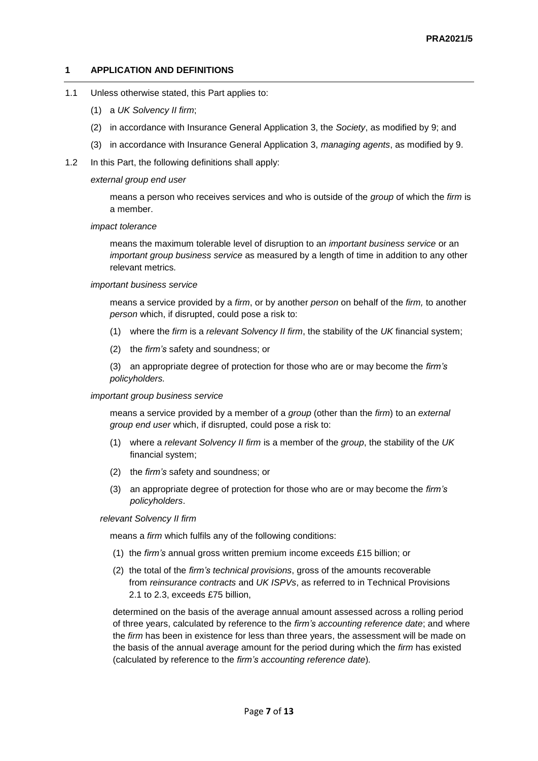## 1 APPLICATION AND DEFINITIONS

1.1 Unless otherwise stated, this Part applies to:

(1) a *UK Solvency II firm*;

(2) in accordance with Insurance General Application 3, the *Society*, as modified by 9; and

(3) in accordance with Insurance General Application 3, *managing agents*, as modified by 9.

1.2 In this Part, the following definitions shall apply:

*external group end user*

means a person who receives services and who is outside of the *group* of which the *firm* is a member.

*impact tolerance*

means the maximum tolerable level of disruption to an *important business service* or an *important group business service* as measured by a length of time in addition to any other relevant metrics.

*important business service*

means a service provided by a *firm*, or by another *person* on behalf of the *firm,* to another *person* which, if disrupted, could pose a risk to:

(1) where the *firm* is a *relevant Solvency II firm*, the stability of the *UK* financial system;

(2) the *firm's* safety and soundness; or

(3) an appropriate degree of protection for those who are or may become the *firm's policyholders.*

*important group business service*

means a service provided by a member of a *group* (other than the *firm*) to an *external group end user* which, if disrupted, could pose a risk to:

(1) where a *relevant Solvency II firm* is a member of the *group*, the stability of the *UK* financial system;

(2) the *firm's* safety and soundness; or

(3) an appropriate degree of protection for those who are or may become the *firm's policyholders*.

*relevant Solvency II firm*

means a *firm* which fulfils any of the following conditions:

(1) the *firm's* annual gross written premium income exceeds £15 billion; or

(2) the total of the *firm's technical provisions*, gross of the amounts recoverable from *reinsurance contracts* and *UK ISPVs*, as referred to in Technical Provisions 2.1 to 2.3, exceeds £75 billion,

determined on the basis of the average annual amount assessed across a rolling period of three years, calculated by reference to the *firm's accounting reference date*; and where the *firm* has been in existence for less than three years, the assessment will be made on the basis of the annual average amount for the period during which the *firm* has existed (calculated by reference to the *firm's accounting reference date*).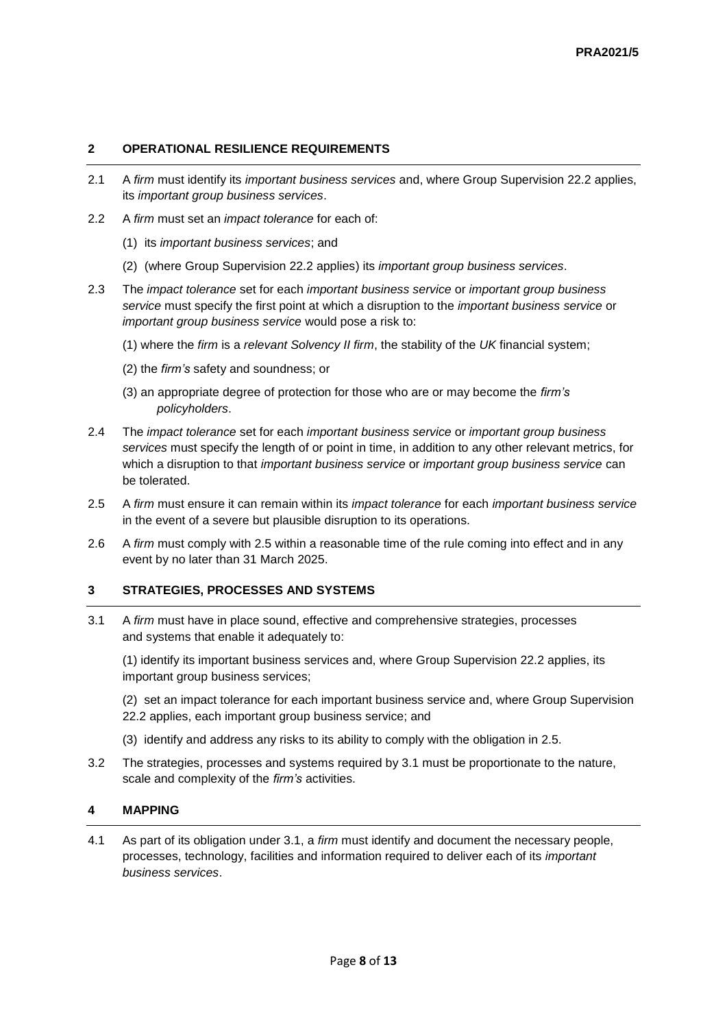## 2 OPERATIONAL RESILIENCE REQUIREMENTS

2.1 A *firm* must identify its *important business services* and, where Group Supervision 22.2 applies, its *important group business services*.

2.2 A *firm* must set an *impact tolerance* for each of:

(1) its *important business services*; and

(2) (where Group Supervision 22.2 applies) its *important group business services*.

2.3 The *impact tolerance* set for each *important business service* or *important group business service* must specify the first point at which a disruption to the *important business service* or *important group business service* would pose a risk to:

(1) where the *firm* is a *relevant Solvency II firm*, the stability of the *UK* financial system;

(2) the *firm's* safety and soundness; or

(3) an appropriate degree of protection for those who are or may become the *firm's policyholders*.

2.4 The *impact tolerance* set for each *important business service* or *important group business services* must specify the length of or point in time, in addition to any other relevant metrics, for which a disruption to that *important business service* or *important group business service* can be tolerated.

2.5 A *firm* must ensure it can remain within its *impact tolerance* for each *important business service* in the event of a severe but plausible disruption to its operations.

2.6 A *firm* must comply with 2.5 within a reasonable time of the rule coming into effect and in any event by no later than 31 March 2025.

## 3 STRATEGIES, PROCESSES AND SYSTEMS

3.1 A *firm* must have in place sound, effective and comprehensive strategies, processes and systems that enable it adequately to:

(1) identify its important business services and, where Group Supervision 22.2 applies, its important group business services;

(2) set an impact tolerance for each important business service and, where Group Supervision 22.2 applies, each important group business service; and

(3) identify and address any risks to its ability to comply with the obligation in 2.5.

3.2 The strategies, processes and systems required by 3.1 must be proportionate to the nature, scale and complexity of the *firm's* activities.

## 4 MAPPING

4.1 As part of its obligation under 3.1, a *firm* must identify and document the necessary people, processes, technology, facilities and information required to deliver each of its *important business services*.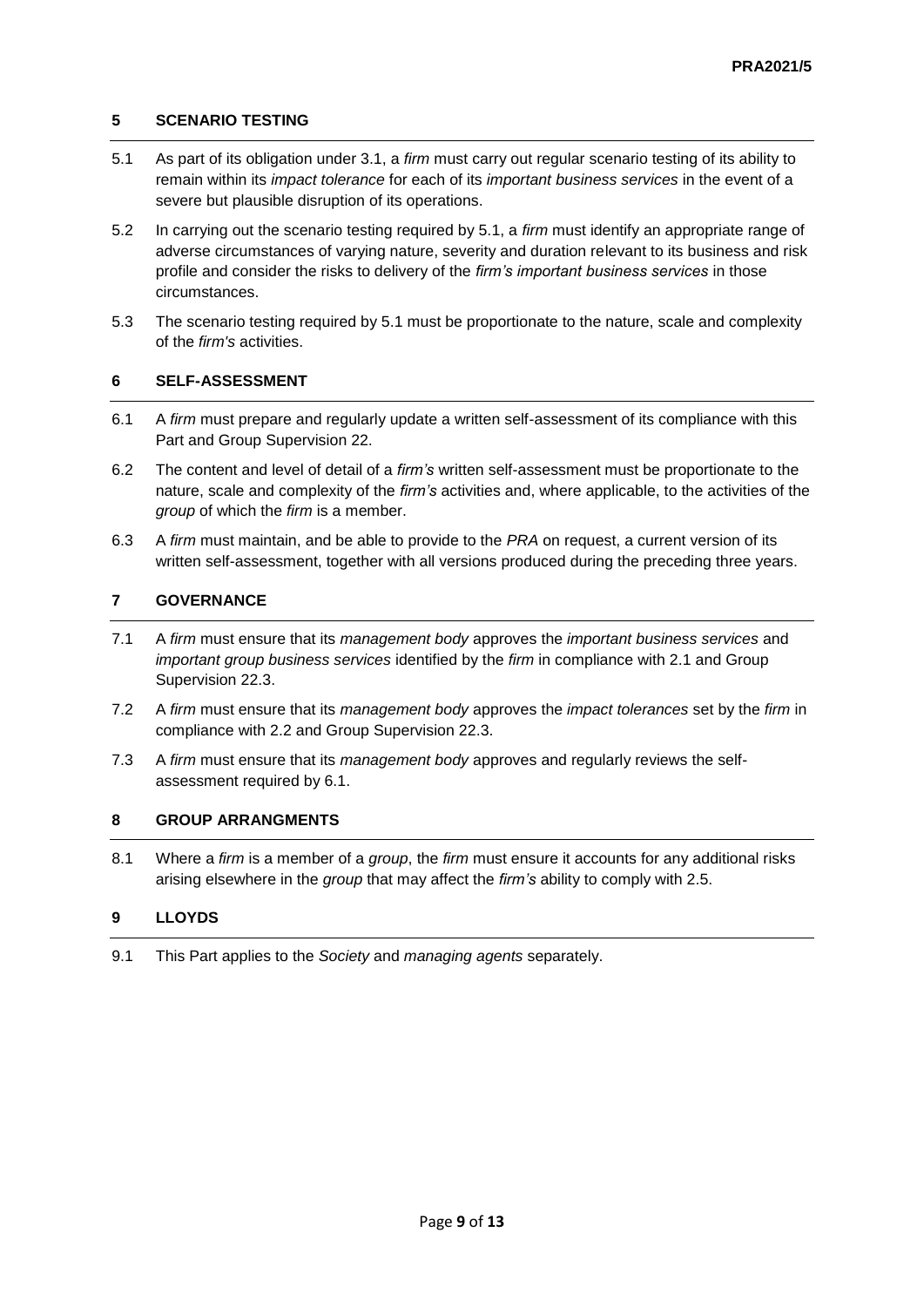## 5 SCENARIO TESTING

5.1 As part of its obligation under 3.1, a *firm* must carry out regular scenario testing of its ability to remain within its *impact tolerance* for each of its *important business services* in the event of a severe but plausible disruption of its operations.

5.2 In carrying out the scenario testing required by 5.1, a *firm* must identify an appropriate range of adverse circumstances of varying nature, severity and duration relevant to its business and risk profile and consider the risks to delivery of the *firm's important business services* in those circumstances.

5.3 The scenario testing required by 5.1 must be proportionate to the nature, scale and complexity of the *firm's* activities.

## 6 SELF-ASSESSMENT

6.1 A *firm* must prepare and regularly update a written self-assessment of its compliance with this Part and Group Supervision 22.

6.2 The content and level of detail of a *firm's* written self-assessment must be proportionate to the nature, scale and complexity of the *firm's* activities and, where applicable, to the activities of the *group* of which the *firm* is a member.

6.3 A *firm* must maintain, and be able to provide to the *PRA* on request, a current version of its written self-assessment, together with all versions produced during the preceding three years.

## 7 GOVERNANCE

7.1 A *firm* must ensure that its *management body* approves the *important business services* and *important group business services* identified by the *firm* in compliance with 2.1 and Group Supervision 22.3.

7.2 A *firm* must ensure that its *management body* approves the *impact tolerances* set by the *firm* in compliance with 2.2 and Group Supervision 22.3.

7.3 A *firm* must ensure that its *management body* approves and regularly reviews the self-assessment required by 6.1.

## 8 GROUP ARRANGMENTS

8.1 Where a *firm* is a member of a *group*, the *firm* must ensure it accounts for any additional risks arising elsewhere in the *group* that may affect the *firm's* ability to comply with 2.5.

## 9 LLOYDS

9.1 This Part applies to the *Society* and *managing agents* separately.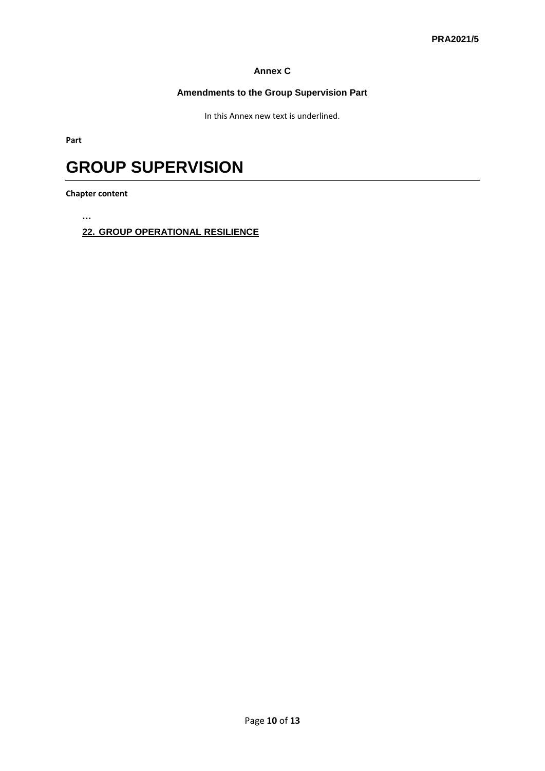## Annex C

### Amendments to the Group Supervision Part

In this Annex new text is underlined.

**Part**

# GROUP SUPERVISION

**Chapter content**

…

<u>**22. GROUP OPERATIONAL RESILIENCE**</u>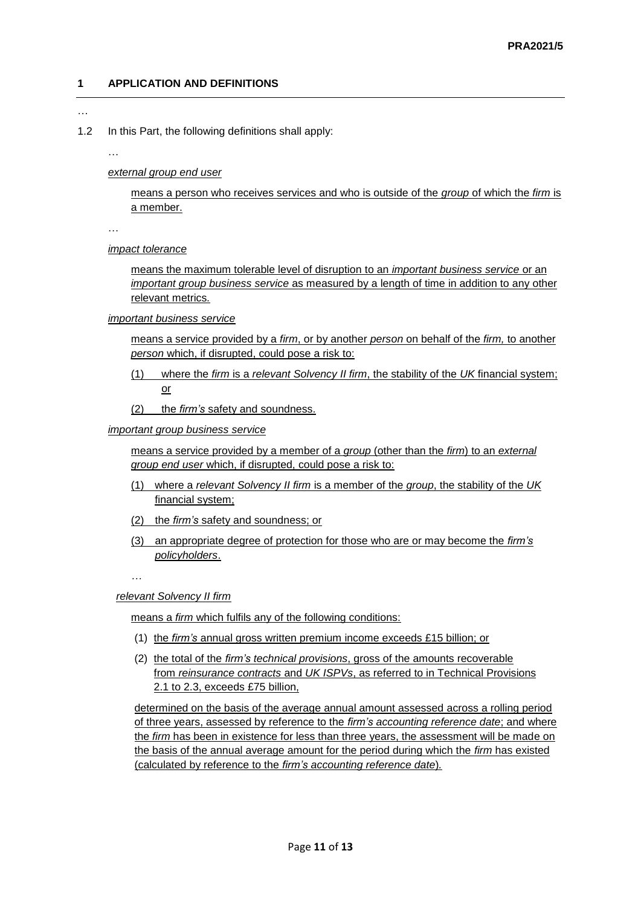## 1 APPLICATION AND DEFINITIONS

…

1.2 In this Part, the following definitions shall apply:

…

*external group end user*

means a person who receives services and who is outside of the *group* of which the *firm* is a member.

…

*impact tolerance*

means the maximum tolerable level of disruption to an *important business service* or an *important group business service* as measured by a length of time in addition to any other relevant metrics.

*important business service*

means a service provided by a *firm*, or by another *person* on behalf of the *firm,* to another *person* which, if disrupted, could pose a risk to:

(1) where the *firm* is a *relevant Solvency II firm*, the stability of the *UK* financial system; or

(2) the *firm's* safety and soundness.

*important group business service*

means a service provided by a member of a *group* (other than the *firm*) to an *external group end user* which, if disrupted, could pose a risk to:

(1) where a *relevant Solvency II firm* is a member of the *group*, the stability of the *UK* financial system;

(2) the *firm's* safety and soundness; or

(3) an appropriate degree of protection for those who are or may become the *firm's policyholders*.

…

*relevant Solvency II firm*

means a *firm* which fulfils any of the following conditions:

(1) the *firm's* annual gross written premium income exceeds £15 billion; or

(2) the total of the *firm's technical provisions*, gross of the amounts recoverable from *reinsurance contracts* and *UK ISPVs*, as referred to in Technical Provisions 2.1 to 2.3, exceeds £75 billion,

determined on the basis of the average annual amount assessed across a rolling period of three years, assessed by reference to the *firm's accounting reference date*; and where the *firm* has been in existence for less than three years, the assessment will be made on the basis of the annual average amount for the period during which the *firm* has existed (calculated by reference to the *firm's accounting reference date*).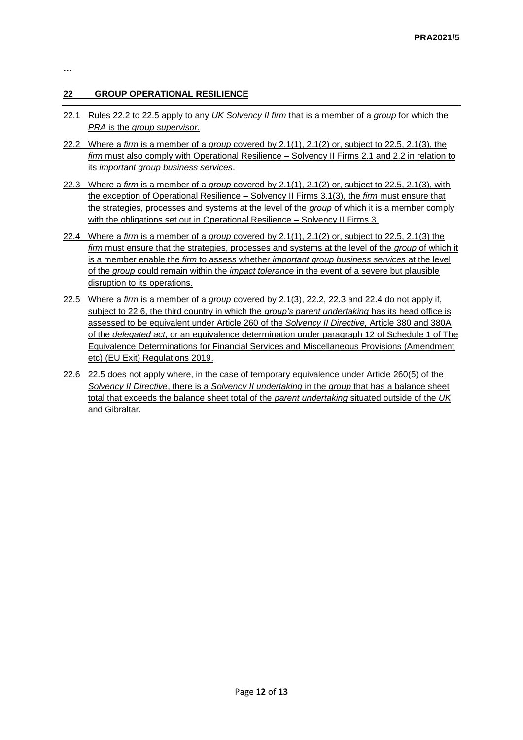…

## 22 GROUP OPERATIONAL RESILIENCE

22.1 Rules 22.2 to 22.5 apply to any *UK Solvency II firm* that is a member of a *group* for which the *PRA* is the *group supervisor*.

22.2 Where a *firm* is a member of a *group* covered by 2.1(1), 2.1(2) or, subject to 22.5, 2.1(3), the *firm* must also comply with Operational Resilience – Solvency II Firms 2.1 and 2.2 in relation to its *important group business services*.

22.3 Where a *firm* is a member of a *group* covered by 2.1(1), 2.1(2) or, subject to 22.5, 2.1(3), with the exception of Operational Resilience – Solvency II Firms 3.1(3), the *firm* must ensure that the strategies, processes and systems at the level of the *group* of which it is a member comply with the obligations set out in Operational Resilience – Solvency II Firms 3.

22.4 Where a *firm* is a member of a *group* covered by 2.1(1), 2.1(2) or, subject to 22.5, 2.1(3) the *firm* must ensure that the strategies, processes and systems at the level of the *group* of which it is a member enable the *firm* to assess whether *important group business services* at the level of the *group* could remain within the *impact tolerance* in the event of a severe but plausible disruption to its operations.

22.5 Where a *firm* is a member of a *group* covered by 2.1(3), 22.2, 22.3 and 22.4 do not apply if, subject to 22.6, the third country in which the *group's parent undertaking* has its head office is assessed to be equivalent under Article 260 of the *Solvency II Directive,* Article 380 and 380A of the *delegated act*, or an equivalence determination under paragraph 12 of Schedule 1 of The Equivalence Determinations for Financial Services and Miscellaneous Provisions (Amendment etc) (EU Exit) Regulations 2019.

22.6 22.5 does not apply where, in the case of temporary equivalence under Article 260(5) of the *Solvency II Directive*, there is a *Solvency II undertaking* in the *group* that has a balance sheet total that exceeds the balance sheet total of the *parent undertaking* situated outside of the *UK* and Gibraltar.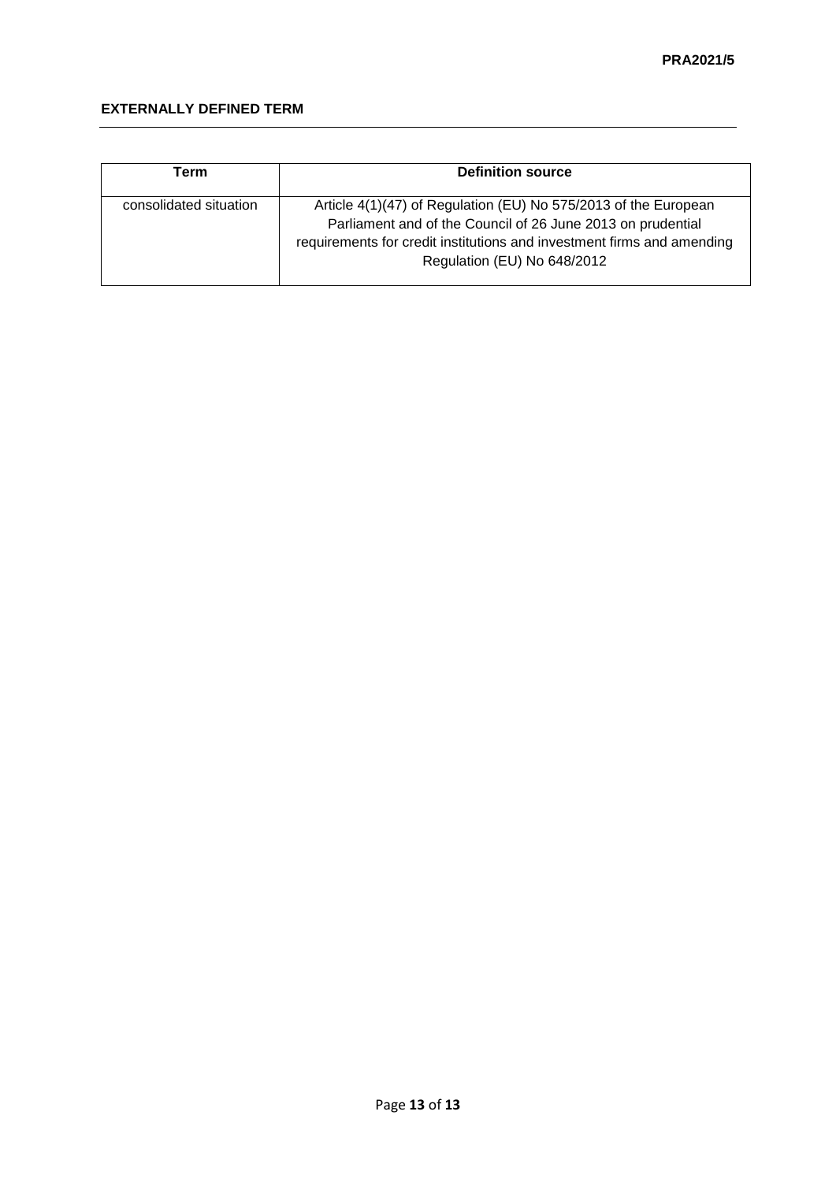## EXTERNALLY DEFINED TERM

| Term | Definition source |
| --- | --- |
| consolidated situation | Article 4(1)(47) of Regulation (EU) No 575/2013 of the European Parliament and of the Council of 26 June 2013 on prudential requirements for credit institutions and investment firms and amending Regulation (EU) No 648/2012 |